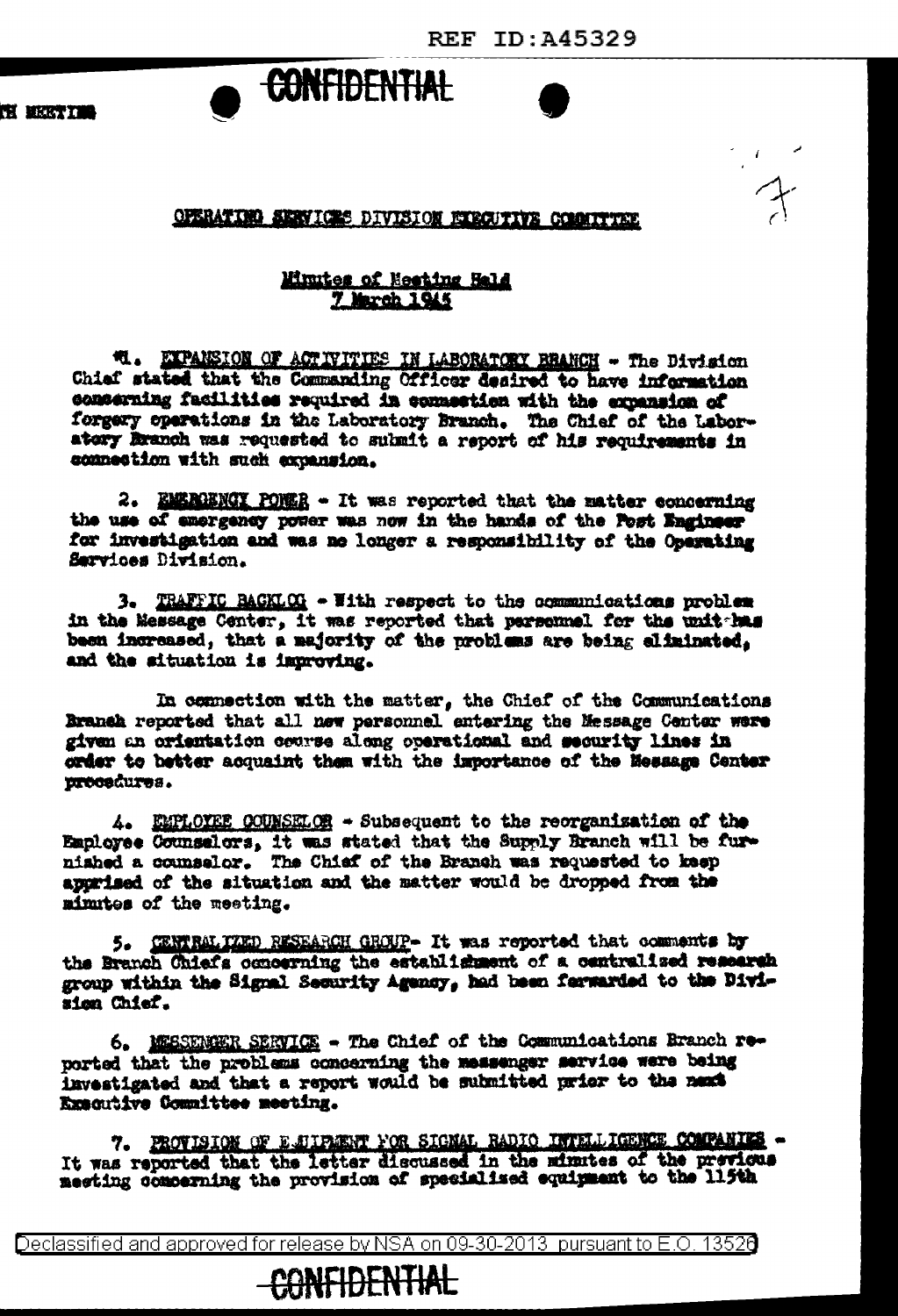CONFIDENTIAL

OPERATING SERVICES DIVISION EXECUTIVE COMMITTEE

Minutes of Meeting Held
7 March 1945

1. EXPANSION OF ACTIVITIES IN LABORATORY BRANCH - The Division Chief stated that the Commanding Officer desired to have information concerning facilities required in connection with the expansion of forgery operations in the Laboratory Branch. The Chief of the Laboratory Branch was requested to submit a report of his requirements in connection with such expansion.

2. EMERGENCY POWER - It was reported that the matter concerning the use of emergency power was now in the hands of the Post Engineer for investigation and was no longer a responsibility of the Operating Services Division.

3. TRAFFIC BACKLOG - With respect to the communications problem in the Message Center, it was reported that personnel for the unit has been increased, that a majority of the problems are being eliminated, and the situation is improving.

In connection with the matter, the Chief of the Communications Branch reported that all new personnel entering the Message Center were given an orientation course along operational and security lines in order to better acquaint them with the importance of the Message Center procedures.

4. EMPLOYEE COUNSELOR - Subsequent to the reorganization of the Employee Counselors, it was stated that the Supply Branch will be furnished a counselor. The Chief of the Branch was requested to keep apprised of the situation and the matter would be dropped from the minutes of the meeting.

5. CENTRALIZED RESEARCH GROUP - It was reported that comments by the Branch Chiefs concerning the establishment of a centralized research group within the Signal Security Agency, had been forwarded to the Division Chief.

6. MESSENGER SERVICE - The Chief of the Communications Branch reported that the problems concerning the messenger service were being investigated and that a report would be submitted prior to the next Executive Committee meeting.

7. PROVISION OF EQUIPMENT FOR SIGNAL RADIO INTELLIGENCE COMPANIES - It was reported that the letter discussed in the minutes of the previous meeting concerning the provision of specialized equipment to the 115th

CONFIDENTIAL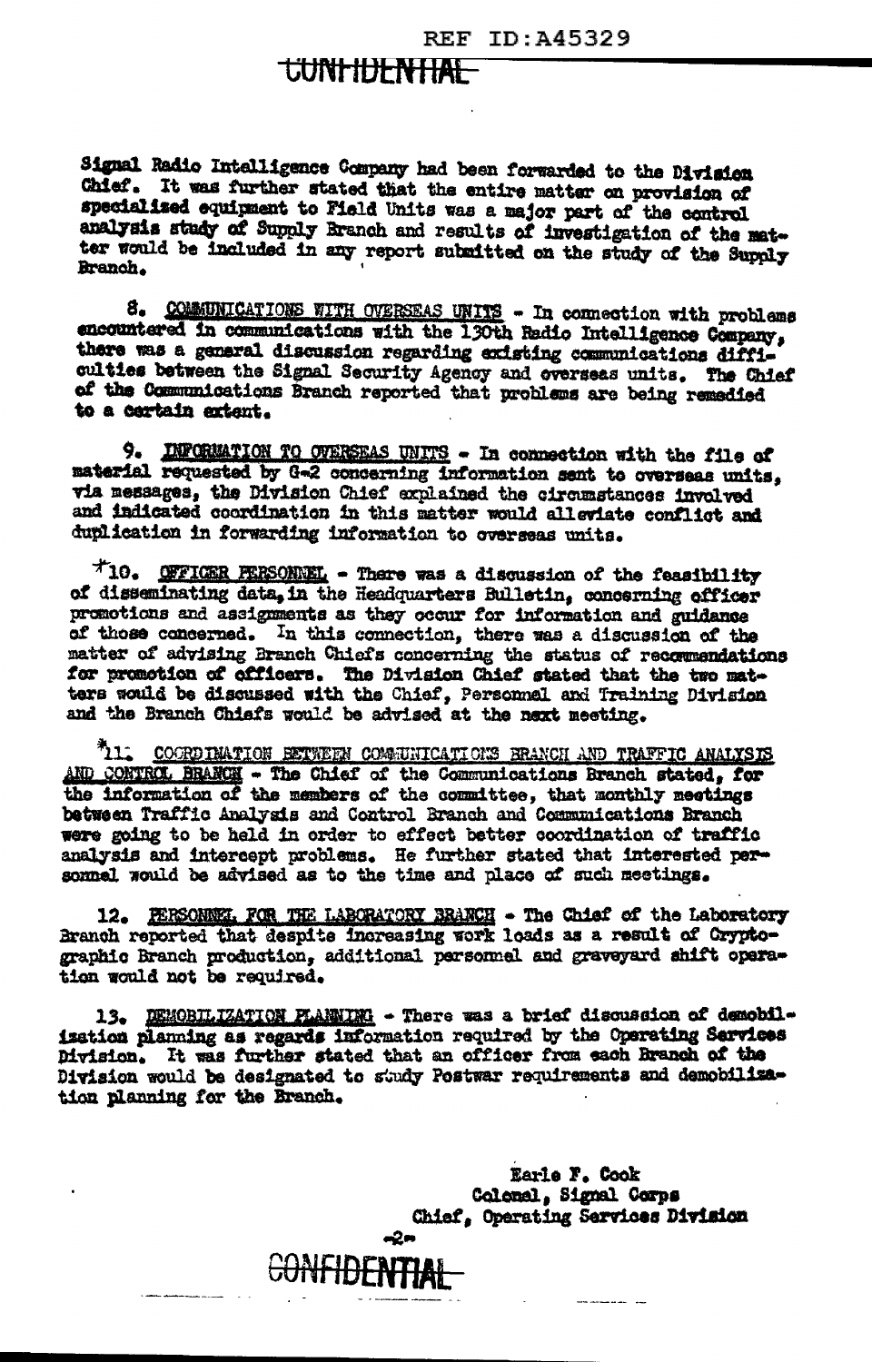REF ID:A45329

CONFIDENTIAL

Signal Radio Intelligence Company had been forwarded to the Division Chief. It was further stated that the entire matter on provision of specialized equipment to Field Units was a major part of the control analysis study of Supply Branch and results of investigation of the matter would be included in any report submitted on the study of the Supply Branch.

8. COMMUNICATIONS WITH OVERSEAS UNITS - In connection with problems encountered in communications with the 130th Radio Intelligence Company, there was a general discussion regarding existing communications difficulties between the Signal Security Agency and overseas units. The Chief of the Communications Branch reported that problems are being remedied to a certain extent.

9. INFORMATION TO OVERSEAS UNITS - In connection with the file of material requested by G-2 concerning information sent to overseas units, via messages, the Division Chief explained the circumstances involved and indicated coordination in this matter would alleviate conflict and duplication in forwarding information to overseas units.

*10. OFFICER PERSONNEL - There was a discussion of the feasibility of disseminating data, in the Headquarters Bulletin, concerning officer promotions and assignments as they occur for information and guidance of those concerned. In this connection, there was a discussion of the matter of advising Branch Chiefs concerning the status of recommendations for promotion of officers. The Division Chief stated that the two matters would be discussed with the Chief, Personnel and Training Division and the Branch Chiefs would be advised at the next meeting.

*11. COORDINATION BETWEEN COMMUNICATIONS BRANCH AND TRAFFIC ANALYSIS AND CONTROL BRANCH - The Chief of the Communications Branch stated, for the information of the members of the committee, that monthly meetings between Traffic Analysis and Control Branch and Communications Branch were going to be held in order to effect better coordination of traffic analysis and intercept problems. He further stated that interested personnel would be advised as to the time and place of such meetings.

12. PERSONNEL FOR THE LABORATORY BRANCH - The Chief of the Laboratory Branch reported that despite increasing work loads as a result of Cryptographic Branch production, additional personnel and graveyard shift operation would not be required.

13. DEMOBILIZATION PLANNING - There was a brief discussion of demobilization planning as regards information required by the Operating Services Division. It was further stated that an officer from each Branch of the Division would be designated to study Postwar requirements and demobilization planning for the Branch.

Earle F. Cook
Colonel, Signal Corps
Chief, Operating Services Division

CONFIDENTIAL